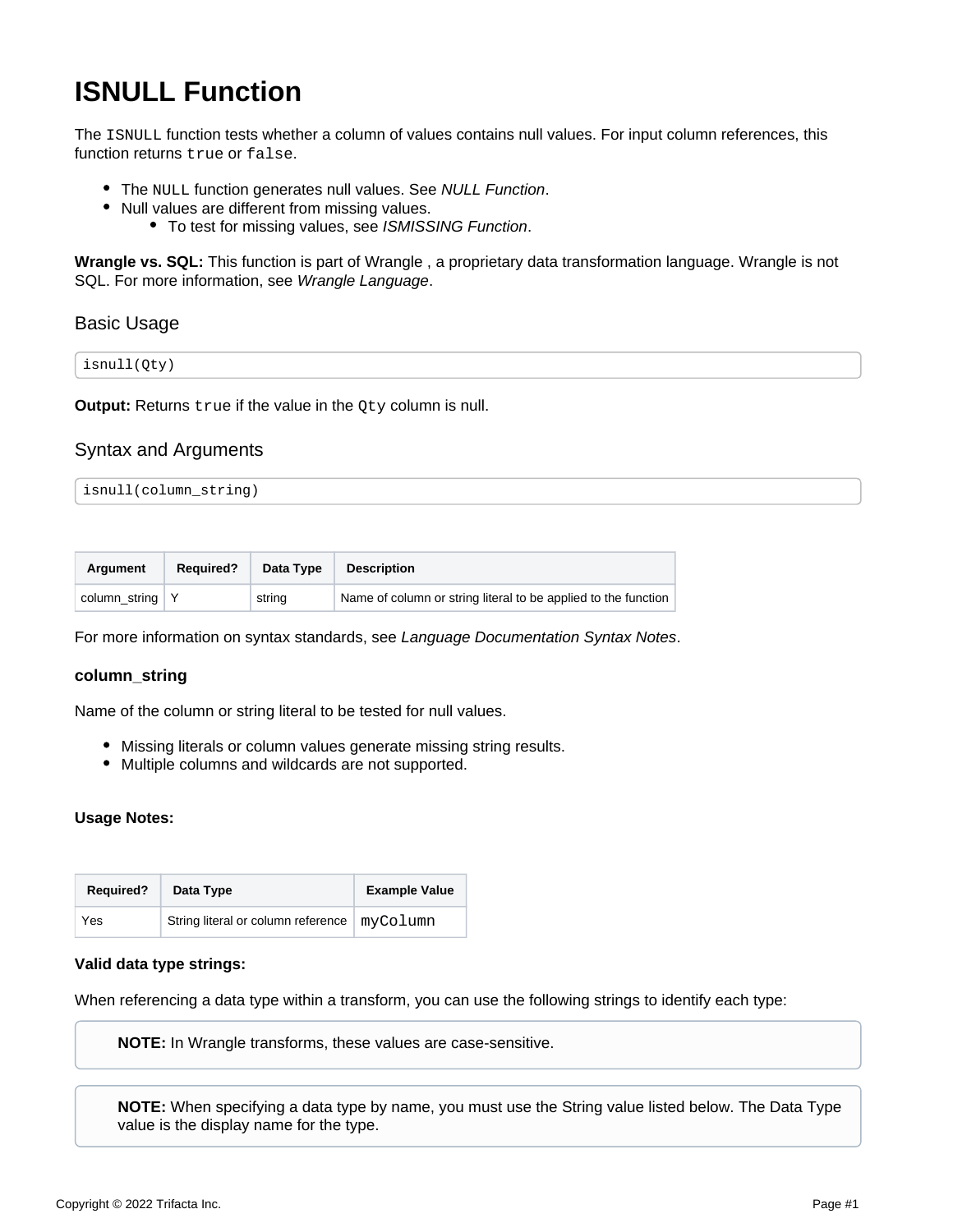# ISNULL Function

The `ISNULL` function tests whether a column of values contains null values. For input column references, this function returns `true` or `false`.

- The `NULL` function generates null values. See *NULL Function*.
- Null values are different from missing values.
    - To test for missing values, see *ISMISSING Function*.

**Wrangle vs. SQL:** This function is part of Wrangle , a proprietary data transformation language. Wrangle is not SQL. For more information, see *Wrangle Language*.

## Basic Usage

```
isnull(Qty)
```

**Output:** Returns `true` if the value in the `Qty` column is null.

## Syntax and Arguments

```
isnull(column_string)
```

| Argument | Required? | Data Type | Description |
| --- | --- | --- | --- |
| column_string | Y | string | Name of column or string literal to be applied to the function |

For more information on syntax standards, see *Language Documentation Syntax Notes*.

### column_string

Name of the column or string literal to be tested for null values.

- Missing literals or column values generate missing string results.
- Multiple columns and wildcards are not supported.

**Usage Notes:**

| Required? | Data Type | Example Value |
| --- | --- | --- |
| Yes | String literal or column reference | `myColumn` |

**Valid data type strings:**

When referencing a data type within a transform, you can use the following strings to identify each type:

> **NOTE:** In Wrangle transforms, these values are case-sensitive.

> **NOTE:** When specifying a data type by name, you must use the String value listed below. The Data Type value is the display name for the type.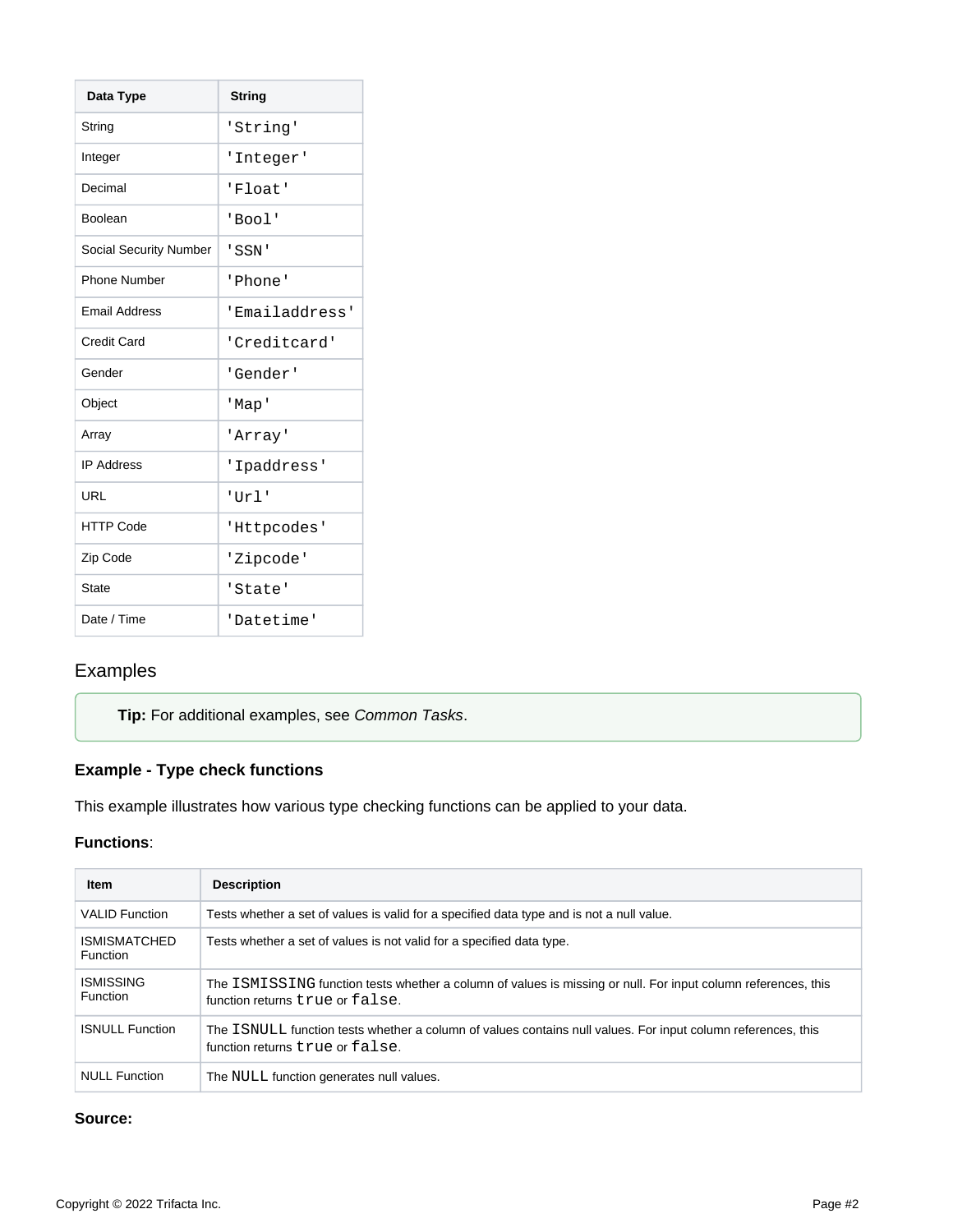| Data Type | String |
| --- | --- |
| String | `'String'` |
| Integer | `'Integer'` |
| Decimal | `'Float'` |
| Boolean | `'Bool'` |
| Social Security Number | `'SSN'` |
| Phone Number | `'Phone'` |
| Email Address | `'Emailaddress'` |
| Credit Card | `'Creditcard'` |
| Gender | `'Gender'` |
| Object | `'Map'` |
| Array | `'Array'` |
| IP Address | `'Ipaddress'` |
| URL | `'Url'` |
| HTTP Code | `'Httpcodes'` |
| Zip Code | `'Zipcode'` |
| State | `'State'` |
| Date / Time | `'Datetime'` |

## Examples

> **Tip:** For additional examples, see *Common Tasks*.

### Example - Type check functions

This example illustrates how various type checking functions can be applied to your data.

**Functions**:

| Item | Description |
| --- | --- |
| VALID Function | Tests whether a set of values is valid for a specified data type and is not a null value. |
| ISMISMATCHED Function | Tests whether a set of values is not valid for a specified data type. |
| ISMISSING Function | The `ISMISSING` function tests whether a column of values is missing or null. For input column references, this function returns `true` or `false`. |
| ISNULL Function | The `ISNULL` function tests whether a column of values contains null values. For input column references, this function returns `true` or `false`. |
| NULL Function | The `NULL` function generates null values. |

**Source:**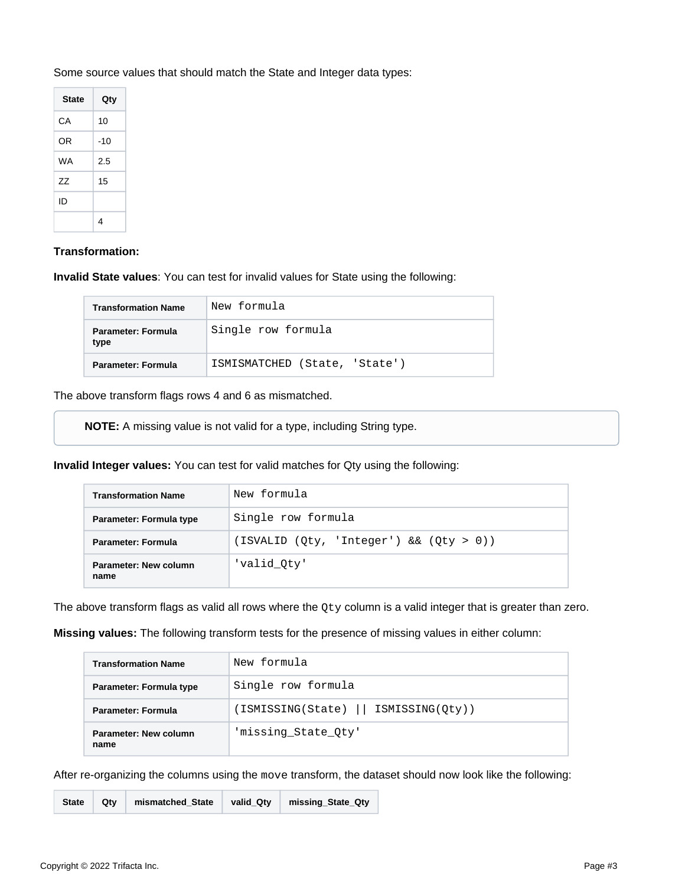Some source values that should match the State and Integer data types:

| State | Qty |
|---|---|
| CA | 10 |
| OR | -10 |
| WA | 2.5 |
| ZZ | 15 |
| ID | |
| | 4 |

**Transformation:**

**Invalid State values**: You can test for invalid values for State using the following:

| Transformation Name | `New formula` |
|---|---|
| **Parameter: Formula type** | `Single row formula` |
| **Parameter: Formula** | `ISMISMATCHED (State, 'State')` |

The above transform flags rows 4 and 6 as mismatched.

> **NOTE:** A missing value is not valid for a type, including String type.

**Invalid Integer values:** You can test for valid matches for Qty using the following:

| Transformation Name | `New formula` |
|---|---|
| **Parameter: Formula type** | `Single row formula` |
| **Parameter: Formula** | `(ISVALID (Qty, 'Integer') && (Qty > 0))` |
| **Parameter: New column name** | `'valid_Qty'` |

The above transform flags as valid all rows where the `Qty` column is a valid integer that is greater than zero.

**Missing values:** The following transform tests for the presence of missing values in either column:

| Transformation Name | `New formula` |
|---|---|
| **Parameter: Formula type** | `Single row formula` |
| **Parameter: Formula** | `(ISMISSING(State) || ISMISSING(Qty))` |
| **Parameter: New column name** | `'missing_State_Qty'` |

After re-organizing the columns using the `move` transform, the dataset should now look like the following:

| State | Qty | mismatched_State | valid_Qty | missing_State_Qty |
|---|---|---|---|---|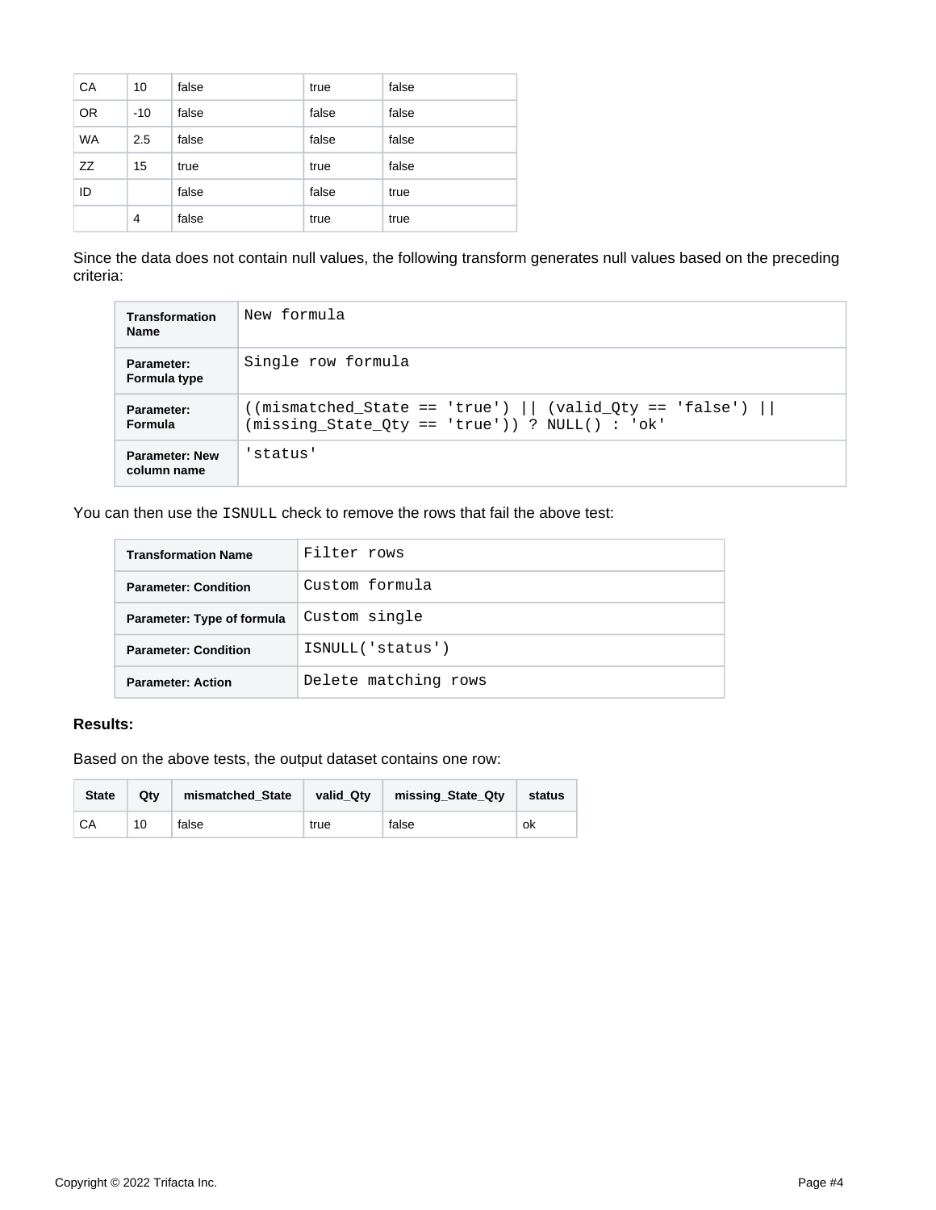| | | | | |
|---|---|---|---|---|
| CA | 10 | false | true | false |
| OR | -10 | false | false | false |
| WA | 2.5 | false | false | false |
| ZZ | 15 | true | true | false |
| ID | | false | false | true |
| | 4 | false | true | true |

Since the data does not contain null values, the following transform generates null values based on the preceding criteria:

| | |
|---|---|
| **Transformation Name** | `New formula` |
| **Parameter: Formula type** | `Single row formula` |
| **Parameter: Formula** | `((mismatched_State == 'true') || (valid_Qty == 'false') || (missing_State_Qty == 'true')) ? NULL() : 'ok'` |
| **Parameter: New column name** | `'status'` |

You can then use the `ISNULL` check to remove the rows that fail the above test:

| | |
|---|---|
| **Transformation Name** | `Filter rows` |
| **Parameter: Condition** | `Custom formula` |
| **Parameter: Type of formula** | `Custom single` |
| **Parameter: Condition** | `ISNULL('status')` |
| **Parameter: Action** | `Delete matching rows` |

**Results:**

Based on the above tests, the output dataset contains one row:

| State | Qty | mismatched_State | valid_Qty | missing_State_Qty | status |
|---|---|---|---|---|---|
| CA | 10 | false | true | false | ok |